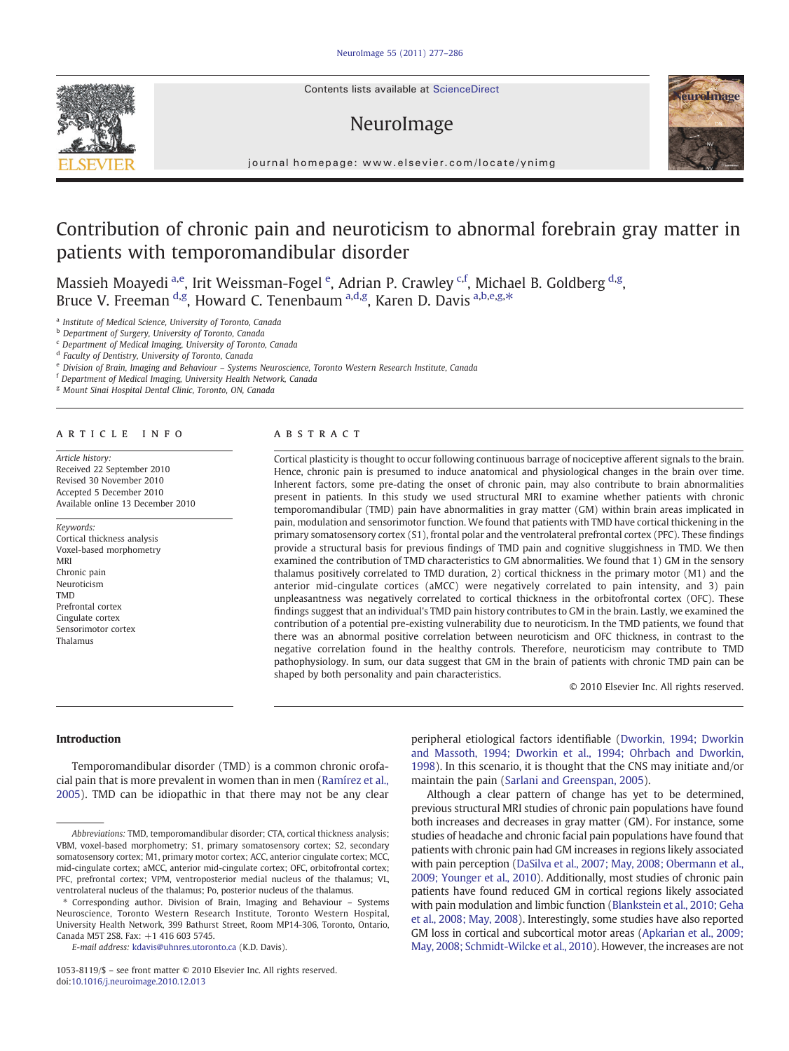# Contribution of chronic pain and neuroticism to abnormal forebrain gray matter in patients with temporomandibular disorder

Massieh Moayedi [a,e], Irit Weissman-Fogel [e], Adrian P. Crawley [c,f], Michael B. Goldberg [d,g], Bruce V. Freeman [d,g], Howard C. Tenenbaum [a,d,g], Karen D. Davis [a,b,e,g,*]

[a] Institute of Medical Science, University of Toronto, Canada
[b] Department of Surgery, University of Toronto, Canada
[c] Department of Medical Imaging, University of Toronto, Canada
[d] Faculty of Dentistry, University of Toronto, Canada
[e] Division of Brain, Imaging and Behaviour – Systems Neuroscience, Toronto Western Research Institute, Canada
[f] Department of Medical Imaging, University Health Network, Canada
[g] Mount Sinai Hospital Dental Clinic, Toronto, ON, Canada

## ARTICLE INFO

*Article history:*
Received 22 September 2010
Revised 30 November 2010
Accepted 5 December 2010
Available online 13 December 2010

*Keywords:*
Cortical thickness analysis
Voxel-based morphometry
MRI
Chronic pain
Neuroticism
TMD
Prefrontal cortex
Cingulate cortex
Sensorimotor cortex
Thalamus

## ABSTRACT

Cortical plasticity is thought to occur following continuous barrage of nociceptive afferent signals to the brain. Hence, chronic pain is presumed to induce anatomical and physiological changes in the brain over time. Inherent factors, some pre-dating the onset of chronic pain, may also contribute to brain abnormalities present in patients. In this study we used structural MRI to examine whether patients with chronic temporomandibular (TMD) pain have abnormalities in gray matter (GM) within brain areas implicated in pain, modulation and sensorimotor function. We found that patients with TMD have cortical thickening in the primary somatosensory cortex (S1), frontal polar and the ventrolateral prefrontal cortex (PFC). These findings provide a structural basis for previous findings of TMD pain and cognitive sluggishness in TMD. We then examined the contribution of TMD characteristics to GM abnormalities. We found that 1) GM in the sensory thalamus positively correlated to TMD duration, 2) cortical thickness in the primary motor (M1) and the anterior mid-cingulate cortices (aMCC) were negatively correlated to pain intensity, and 3) pain unpleasantness was negatively correlated to cortical thickness in the orbitofrontal cortex (OFC). These findings suggest that an individual's TMD pain history contributes to GM in the brain. Lastly, we examined the contribution of a potential pre-existing vulnerability due to neuroticism. In the TMD patients, we found that there was an abnormal positive correlation between neuroticism and OFC thickness, in contrast to the negative correlation found in the healthy controls. Therefore, neuroticism may contribute to TMD pathophysiology. In sum, our data suggest that GM in the brain of patients with chronic TMD pain can be shaped by both personality and pain characteristics.

© 2010 Elsevier Inc. All rights reserved.

## Introduction

Temporomandibular disorder (TMD) is a common chronic orofacial pain that is more prevalent in women than in men (Ramírez et al., 2005). TMD can be idiopathic in that there may not be any clear peripheral etiological factors identifiable (Dworkin, 1994; Dworkin and Massoth, 1994; Dworkin et al., 1994; Ohrbach and Dworkin, 1998). In this scenario, it is thought that the CNS may initiate and/or maintain the pain (Sarlani and Greenspan, 2005).

Although a clear pattern of change has yet to be determined, previous structural MRI studies of chronic pain populations have found both increases and decreases in gray matter (GM). For instance, some studies of headache and chronic facial pain populations have found that patients with chronic pain had GM increases in regions likely associated with pain perception (DaSilva et al., 2007; May, 2008; Obermann et al., 2009; Younger et al., 2010). Additionally, most studies of chronic pain patients have found reduced GM in cortical regions likely associated with pain modulation and limbic function (Blankstein et al., 2010; Geha et al., 2008; May, 2008). Interestingly, some studies have also reported GM loss in cortical and subcortical motor areas (Apkarian et al., 2009; May, 2008; Schmidt-Wilcke et al., 2010). However, the increases are not

---

*Abbreviations:* TMD, temporomandibular disorder; CTA, cortical thickness analysis; VBM, voxel-based morphometry; S1, primary somatosensory cortex; S2, secondary somatosensory cortex; M1, primary motor cortex; ACC, anterior cingulate cortex; MCC, mid-cingulate cortex; aMCC, anterior mid-cingulate cortex; OFC, orbitofrontal cortex; PFC, prefrontal cortex; VPM, ventroposterior medial nucleus of the thalamus; VL, ventrolateral nucleus of the thalamus; Po, posterior nucleus of the thalamus.

* Corresponding author. Division of Brain, Imaging and Behaviour – Systems Neuroscience, Toronto Western Research Institute, Toronto Western Hospital, University Health Network, 399 Bathurst Street, Room MP14-306, Toronto, Ontario, Canada M5T 2S8. Fax: +1 416 603 5745.

*E-mail address:* kdavis@uhnres.utoronto.ca (K.D. Davis).

1053-8119/$ – see front matter © 2010 Elsevier Inc. All rights reserved.
doi:10.1016/j.neuroimage.2010.12.013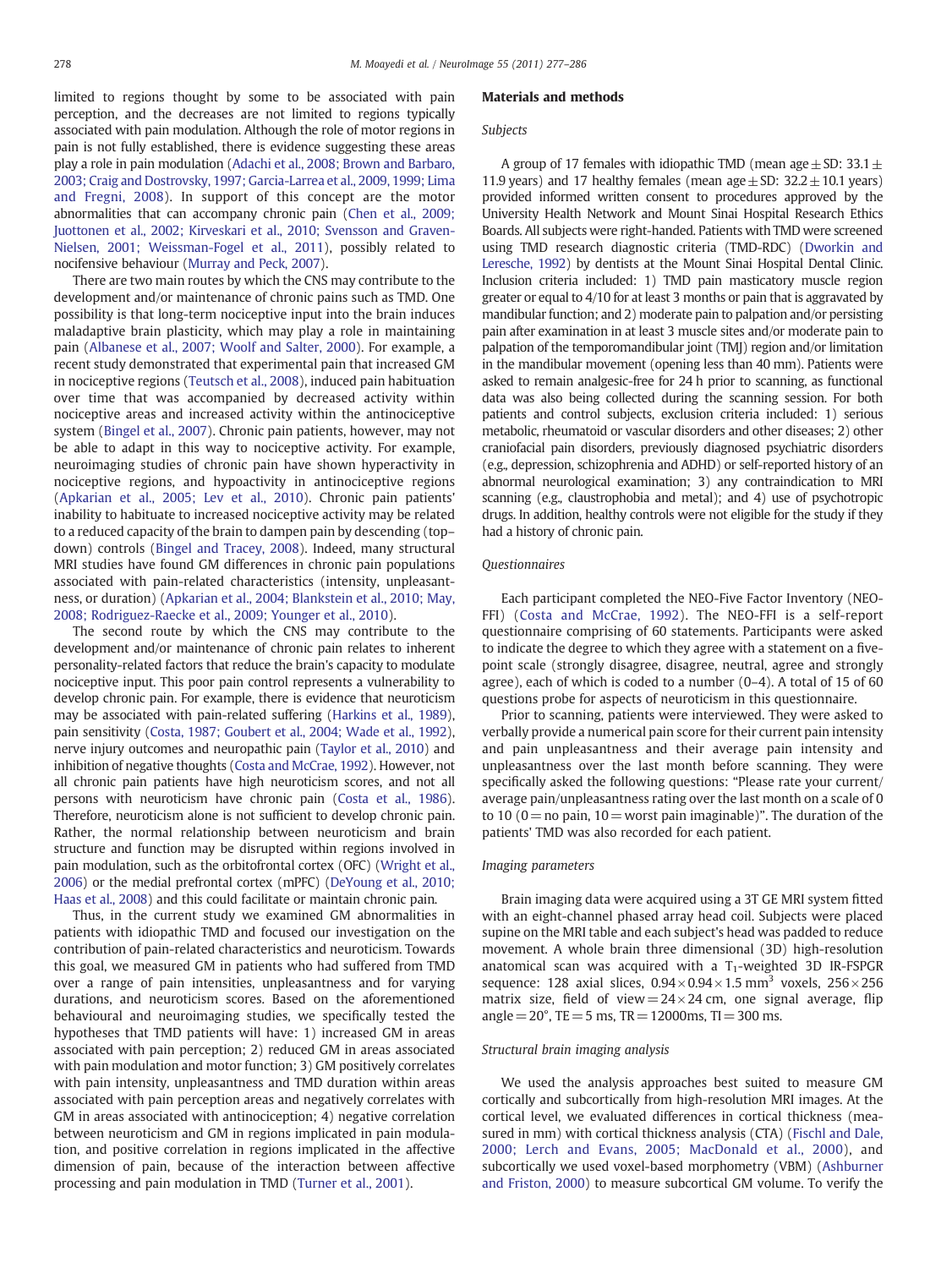limited to regions thought by some to be associated with pain perception, and the decreases are not limited to regions typically associated with pain modulation. Although the role of motor regions in pain is not fully established, there is evidence suggesting these areas play a role in pain modulation (Adachi et al., 2008; Brown and Barbaro, 2003; Craig and Dostrovsky, 1997; Garcia-Larrea et al., 2009, 1999; Lima and Fregni, 2008). In support of this concept are the motor abnormalities that can accompany chronic pain (Chen et al., 2009; Juottonen et al., 2002; Kirveskari et al., 2010; Svensson and Graven-Nielsen, 2001; Weissman-Fogel et al., 2011), possibly related to nocifensive behaviour (Murray and Peck, 2007).

There are two main routes by which the CNS may contribute to the development and/or maintenance of chronic pains such as TMD. One possibility is that long-term nociceptive input into the brain induces maladaptive brain plasticity, which may play a role in maintaining pain (Albanese et al., 2007; Woolf and Salter, 2000). For example, a recent study demonstrated that experimental pain that increased GM in nociceptive regions (Teutsch et al., 2008), induced pain habituation over time that was accompanied by decreased activity within nociceptive areas and increased activity within the antinociceptive system (Bingel et al., 2007). Chronic pain patients, however, may not be able to adapt in this way to nociceptive activity. For example, neuroimaging studies of chronic pain have shown hyperactivity in nociceptive regions, and hypoactivity in antinociceptive regions (Apkarian et al., 2005; Lev et al., 2010). Chronic pain patients' inability to habituate to increased nociceptive activity may be related to a reduced capacity of the brain to dampen pain by descending (top–down) controls (Bingel and Tracey, 2008). Indeed, many structural MRI studies have found GM differences in chronic pain populations associated with pain-related characteristics (intensity, unpleasantness, or duration) (Apkarian et al., 2004; Blankstein et al., 2010; May, 2008; Rodriguez-Raecke et al., 2009; Younger et al., 2010).

The second route by which the CNS may contribute to the development and/or maintenance of chronic pain relates to inherent personality-related factors that reduce the brain's capacity to modulate nociceptive input. This poor pain control represents a vulnerability to develop chronic pain. For example, there is evidence that neuroticism may be associated with pain-related suffering (Harkins et al., 1989), pain sensitivity (Costa, 1987; Goubert et al., 2004; Wade et al., 1992), nerve injury outcomes and neuropathic pain (Taylor et al., 2010) and inhibition of negative thoughts (Costa and McCrae, 1992). However, not all chronic pain patients have high neuroticism scores, and not all persons with neuroticism have chronic pain (Costa et al., 1986). Therefore, neuroticism alone is not sufficient to develop chronic pain. Rather, the normal relationship between neuroticism and brain structure and function may be disrupted within regions involved in pain modulation, such as the orbitofrontal cortex (OFC) (Wright et al., 2006) or the medial prefrontal cortex (mPFC) (DeYoung et al., 2010; Haas et al., 2008) and this could facilitate or maintain chronic pain.

Thus, in the current study we examined GM abnormalities in patients with idiopathic TMD and focused our investigation on the contribution of pain-related characteristics and neuroticism. Towards this goal, we measured GM in patients who had suffered from TMD over a range of pain intensities, unpleasantness and for varying durations, and neuroticism scores. Based on the aforementioned behavioural and neuroimaging studies, we specifically tested the hypotheses that TMD patients will have: 1) increased GM in areas associated with pain perception; 2) reduced GM in areas associated with pain modulation and motor function; 3) GM positively correlates with pain intensity, unpleasantness and TMD duration within areas associated with pain perception areas and negatively correlates with GM in areas associated with antinociception; 4) negative correlation between neuroticism and GM in regions implicated in pain modulation, and positive correlation in regions implicated in the affective dimension of pain, because of the interaction between affective processing and pain modulation in TMD (Turner et al., 2001).

## Materials and methods

### Subjects

A group of 17 females with idiopathic TMD (mean age ± SD: 33.1 ± 11.9 years) and 17 healthy females (mean age ± SD: 32.2 ± 10.1 years) provided informed written consent to procedures approved by the University Health Network and Mount Sinai Hospital Research Ethics Boards. All subjects were right-handed. Patients with TMD were screened using TMD research diagnostic criteria (TMD-RDC) (Dworkin and Leresche, 1992) by dentists at the Mount Sinai Hospital Dental Clinic. Inclusion criteria included: 1) TMD pain masticatory muscle region greater or equal to 4/10 for at least 3 months or pain that is aggravated by mandibular function; and 2) moderate pain to palpation and/or persisting pain after examination in at least 3 muscle sites and/or moderate pain to palpation of the temporomandibular joint (TMJ) region and/or limitation in the mandibular movement (opening less than 40 mm). Patients were asked to remain analgesic-free for 24 h prior to scanning, as functional data was also being collected during the scanning session. For both patients and control subjects, exclusion criteria included: 1) serious metabolic, rheumatoid or vascular disorders and other diseases; 2) other craniofacial pain disorders, previously diagnosed psychiatric disorders (e.g., depression, schizophrenia and ADHD) or self-reported history of an abnormal neurological examination; 3) any contraindication to MRI scanning (e.g., claustrophobia and metal); and 4) use of psychotropic drugs. In addition, healthy controls were not eligible for the study if they had a history of chronic pain.

### Questionnaires

Each participant completed the NEO-Five Factor Inventory (NEO-FFI) (Costa and McCrae, 1992). The NEO-FFI is a self-report questionnaire comprising of 60 statements. Participants were asked to indicate the degree to which they agree with a statement on a five-point scale (strongly disagree, disagree, neutral, agree and strongly agree), each of which is coded to a number (0–4). A total of 15 of 60 questions probe for aspects of neuroticism in this questionnaire.

Prior to scanning, patients were interviewed. They were asked to verbally provide a numerical pain score for their current pain intensity and pain unpleasantness and their average pain intensity and unpleasantness over the last month before scanning. They were specifically asked the following questions: "Please rate your current/average pain/unpleasantness rating over the last month on a scale of 0 to 10 (0 = no pain, 10 = worst pain imaginable)". The duration of the patients' TMD was also recorded for each patient.

### Imaging parameters

Brain imaging data were acquired using a 3T GE MRI system fitted with an eight-channel phased array head coil. Subjects were placed supine on the MRI table and each subject's head was padded to reduce movement. A whole brain three dimensional (3D) high-resolution anatomical scan was acquired with a $T_1$-weighted 3D IR-FSPGR sequence: 128 axial slices, $0.94 \times 0.94 \times 1.5\ mm^3$ voxels, $256 \times 256$ matrix size, field of view = $24 \times 24$ cm, one signal average, flip angle = 20°, TE = 5 ms, TR = 12000ms, TI = 300 ms.

### Structural brain imaging analysis

We used the analysis approaches best suited to measure GM cortically and subcortically from high-resolution MRI images. At the cortical level, we evaluated differences in cortical thickness (measured in mm) with cortical thickness analysis (CTA) (Fischl and Dale, 2000; Lerch and Evans, 2005; MacDonald et al., 2000), and subcortically we used voxel-based morphometry (VBM) (Ashburner and Friston, 2000) to measure subcortical GM volume. To verify the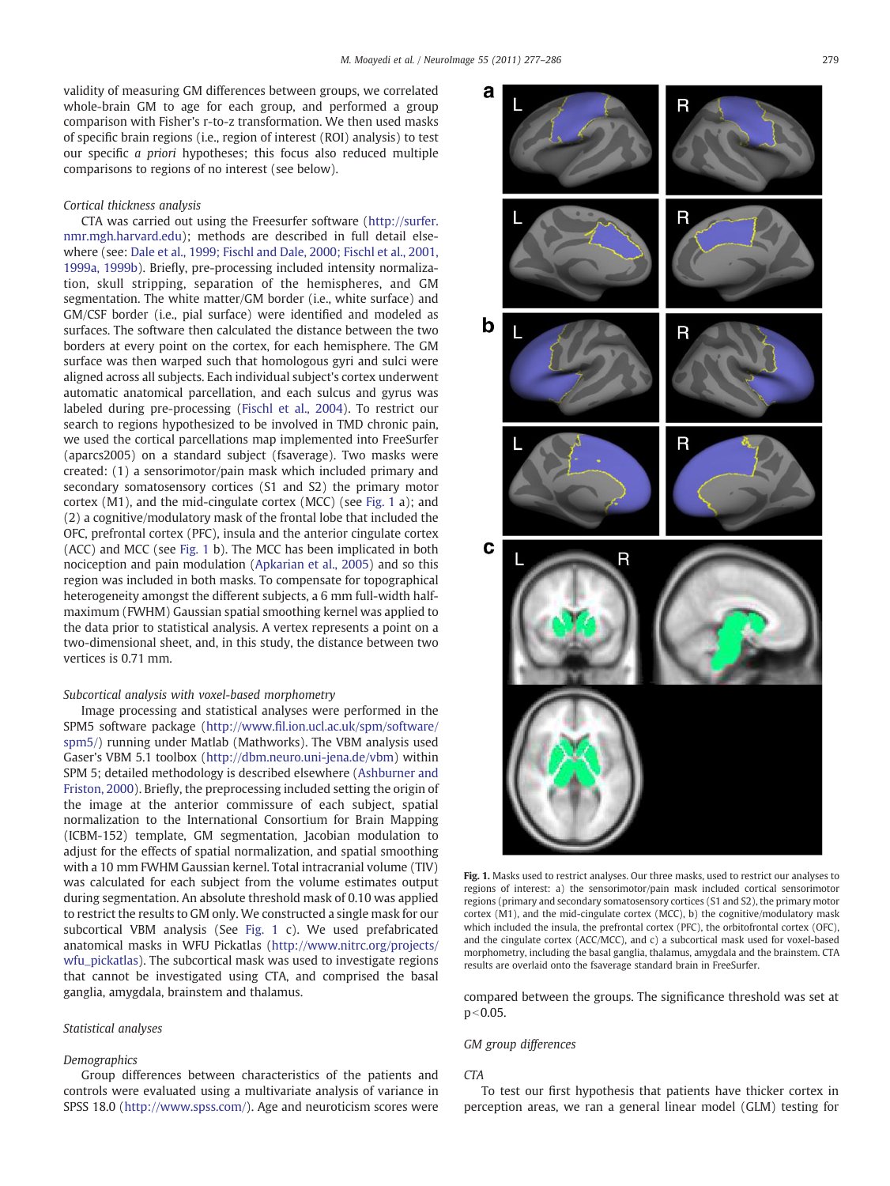validity of measuring GM differences between groups, we correlated whole-brain GM to age for each group, and performed a group comparison with Fisher's r-to-z transformation. We then used masks of specific brain regions (i.e., region of interest (ROI) analysis) to test our specific *a priori* hypotheses; this focus also reduced multiple comparisons to regions of no interest (see below).

*Cortical thickness analysis*

CTA was carried out using the Freesurfer software (http://surfer.nmr.mgh.harvard.edu); methods are described in full detail elsewhere (see: Dale et al., 1999; Fischl and Dale, 2000; Fischl et al., 2001, 1999a, 1999b). Briefly, pre-processing included intensity normalization, skull stripping, separation of the hemispheres, and GM segmentation. The white matter/GM border (i.e., white surface) and GM/CSF border (i.e., pial surface) were identified and modeled as surfaces. The software then calculated the distance between the two borders at every point on the cortex, for each hemisphere. The GM surface was then warped such that homologous gyri and sulci were aligned across all subjects. Each individual subject's cortex underwent automatic anatomical parcellation, and each sulcus and gyrus was labeled during pre-processing (Fischl et al., 2004). To restrict our search to regions hypothesized to be involved in TMD chronic pain, we used the cortical parcellations map implemented into FreeSurfer (aparcs2005) on a standard subject (fsaverage). Two masks were created: (1) a sensorimotor/pain mask which included primary and secondary somatosensory cortices (S1 and S2) the primary motor cortex (M1), and the mid-cingulate cortex (MCC) (see Fig. 1 a); and (2) a cognitive/modulatory mask of the frontal lobe that included the OFC, prefrontal cortex (PFC), insula and the anterior cingulate cortex (ACC) and MCC (see Fig. 1 b). The MCC has been implicated in both nociception and pain modulation (Apkarian et al., 2005) and so this region was included in both masks. To compensate for topographical heterogeneity amongst the different subjects, a 6 mm full-width half-maximum (FWHM) Gaussian spatial smoothing kernel was applied to the data prior to statistical analysis. A vertex represents a point on a two-dimensional sheet, and, in this study, the distance between two vertices is 0.71 mm.

*Subcortical analysis with voxel-based morphometry*

Image processing and statistical analyses were performed in the SPM5 software package (http://www.fil.ion.ucl.ac.uk/spm/software/spm5/) running under Matlab (Mathworks). The VBM analysis used Gaser's VBM 5.1 toolbox (http://dbm.neuro.uni-jena.de/vbm) within SPM 5; detailed methodology is described elsewhere (Ashburner and Friston, 2000). Briefly, the preprocessing included setting the origin of the image at the anterior commissure of each subject, spatial normalization to the International Consortium for Brain Mapping (ICBM-152) template, GM segmentation, Jacobian modulation to adjust for the effects of spatial normalization, and spatial smoothing with a 10 mm FWHM Gaussian kernel. Total intracranial volume (TIV) was calculated for each subject from the volume estimates output during segmentation. An absolute threshold mask of 0.10 was applied to restrict the results to GM only. We constructed a single mask for our subcortical VBM analysis (See Fig. 1 c). We used prefabricated anatomical masks in WFU Pickatlas (http://www.nitrc.org/projects/wfu_pickatlas). The subcortical mask was used to investigate regions that cannot be investigated using CTA, and comprised the basal ganglia, amygdala, brainstem and thalamus.

*Statistical analyses*

*Demographics*

Group differences between characteristics of the patients and controls were evaluated using a multivariate analysis of variance in SPSS 18.0 (http://www.spss.com/). Age and neuroticism scores were compared between the groups. The significance threshold was set at $p<0.05$.

**Fig. 1.** Masks used to restrict analyses. Our three masks, used to restrict our analyses to regions of interest: a) the sensorimotor/pain mask included cortical sensorimotor regions (primary and secondary somatosensory cortices (S1 and S2), the primary motor cortex (M1), and the mid-cingulate cortex (MCC), b) the cognitive/modulatory mask which included the insula, the prefrontal cortex (PFC), the orbitofrontal cortex (OFC), and the cingulate cortex (ACC/MCC), and c) a subcortical mask used for voxel-based morphometry, including the basal ganglia, thalamus, amygdala and the brainstem. CTA results are overlaid onto the fsaverage standard brain in FreeSurfer.

*GM group differences*

*CTA*

To test our first hypothesis that patients have thicker cortex in perception areas, we ran a general linear model (GLM) testing for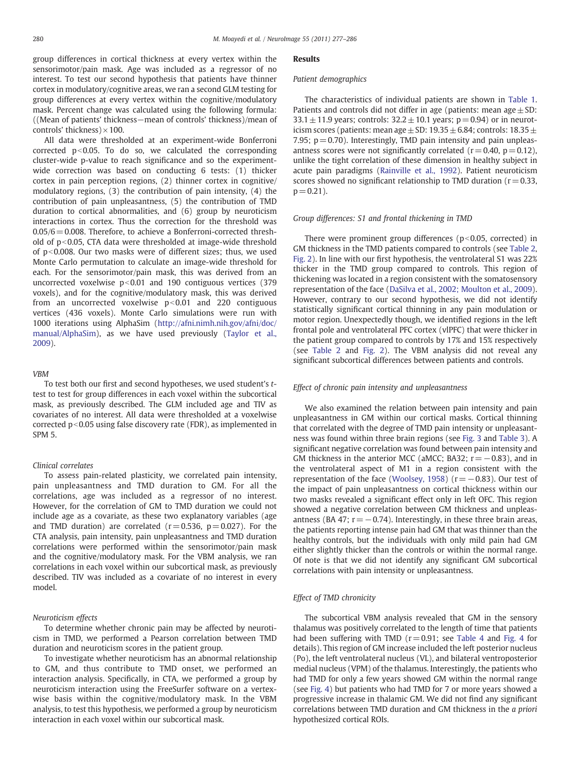group differences in cortical thickness at every vertex within the sensorimotor/pain mask. Age was included as a regressor of no interest. To test our second hypothesis that patients have thinner cortex in modulatory/cognitive areas, we ran a second GLM testing for group differences at every vertex within the cognitive/modulatory mask. Percent change was calculated using the following formula: ((Mean of patients' thickness−mean of controls' thickness)/mean of controls' thickness)×100.

All data were thresholded at an experiment-wide Bonferroni corrected $p<0.05$. To do so, we calculated the corresponding cluster-wide p-value to reach significance and so the experiment-wide correction was based on conducting 6 tests: (1) thicker cortex in pain perception regions, (2) thinner cortex in cognitive/modulatory regions, (3) the contribution of pain intensity, (4) the contribution of pain unpleasantness, (5) the contribution of TMD duration to cortical abnormalities, and (6) group by neuroticism interactions in cortex. Thus the correction for the threshold was $0.05/6=0.008$. Therefore, to achieve a Bonferroni-corrected threshold of $p<0.05$, CTA data were thresholded at image-wide threshold of $p<0.008$. Our two masks were of different sizes; thus, we used Monte Carlo permutation to calculate an image-wide threshold for each. For the sensorimotor/pain mask, this was derived from an uncorrected voxelwise $p<0.01$ and 190 contiguous vertices (379 voxels), and for the cognitive/modulatory mask, this was derived from an uncorrected voxelwise $p<0.01$ and 220 contiguous vertices (436 voxels). Monte Carlo simulations were run with 1000 iterations using AlphaSim (http://afni.nimh.nih.gov/afni/doc/manual/AlphaSim), as we have used previously (Taylor et al., 2009).

*VBM*

To test both our first and second hypotheses, we used student's *t*-test to test for group differences in each voxel within the subcortical mask, as previously described. The GLM included age and TIV as covariates of no interest. All data were thresholded at a voxelwise corrected $p<0.05$ using false discovery rate (FDR), as implemented in SPM 5.

*Clinical correlates*

To assess pain-related plasticity, we correlated pain intensity, pain unpleasantness and TMD duration to GM. For all the correlations, age was included as a regressor of no interest. However, for the correlation of GM to TMD duration we could not include age as a covariate, as these two explanatory variables (age and TMD duration) are correlated ($r=0.536$, $p=0.027$). For the CTA analysis, pain intensity, pain unpleasantness and TMD duration correlations were performed within the sensorimotor/pain mask and the cognitive/modulatory mask. For the VBM analysis, we ran correlations in each voxel within our subcortical mask, as previously described. TIV was included as a covariate of no interest in every model.

*Neuroticism effects*

To determine whether chronic pain may be affected by neuroticism in TMD, we performed a Pearson correlation between TMD duration and neuroticism scores in the patient group.

To investigate whether neuroticism has an abnormal relationship to GM, and thus contribute to TMD onset, we performed an interaction analysis. Specifically, in CTA, we performed a group by neuroticism interaction using the FreeSurfer software on a vertex-wise basis within the cognitive/modulatory mask. In the VBM analysis, to test this hypothesis, we performed a group by neuroticism interaction in each voxel within our subcortical mask.

## Results

*Patient demographics*

The characteristics of individual patients are shown in Table 1. Patients and controls did not differ in age (patients: mean age±SD: 33.1±11.9 years; controls: 32.2±10.1 years; $p=0.94$) or in neuroticism scores (patients: mean age±SD: 19.35±6.84; controls: 18.35±7.95; $p=0.70$). Interestingly, TMD pain intensity and pain unpleasantness scores were not significantly correlated ($r=0.40$, $p=0.12$), unlike the tight correlation of these dimension in healthy subject in acute pain paradigms (Rainville et al., 1992). Patient neuroticism scores showed no significant relationship to TMD duration ($r=0.33$, $p=0.21$).

*Group differences: S1 and frontal thickening in TMD*

There were prominent group differences ($p<0.05$, corrected) in GM thickness in the TMD patients compared to controls (see Table 2, Fig. 2). In line with our first hypothesis, the ventrolateral S1 was 22% thicker in the TMD group compared to controls. This region of thickening was located in a region consistent with the somatosensory representation of the face (DaSilva et al., 2002; Moulton et al., 2009). However, contrary to our second hypothesis, we did not identify statistically significant cortical thinning in any pain modulation or motor region. Unexpectedly though, we identified regions in the left frontal pole and ventrolateral PFC cortex (vlPFC) that were thicker in the patient group compared to controls by 17% and 15% respectively (see Table 2 and Fig. 2). The VBM analysis did not reveal any significant subcortical differences between patients and controls.

*Effect of chronic pain intensity and unpleasantness*

We also examined the relation between pain intensity and pain unpleasantness in GM within our cortical masks. Cortical thinning that correlated with the degree of TMD pain intensity or unpleasantness was found within three brain regions (see Fig. 3 and Table 3). A significant negative correlation was found between pain intensity and GM thickness in the anterior MCC (aMCC; BA32; $r=-0.83$), and in the ventrolateral aspect of M1 in a region consistent with the representation of the face (Woolsey, 1958) ($r=-0.83$). Our test of the impact of pain unpleasantness on cortical thickness within our two masks revealed a significant effect only in left OFC. This region showed a negative correlation between GM thickness and unpleasantness (BA 47; $r=-0.74$). Interestingly, in these three brain areas, the patients reporting intense pain had GM that was thinner than the healthy controls, but the individuals with only mild pain had GM either slightly thicker than the controls or within the normal range. Of note is that we did not identify any significant GM subcortical correlations with pain intensity or unpleasantness.

*Effect of TMD chronicity*

The subcortical VBM analysis revealed that GM in the sensory thalamus was positively correlated to the length of time that patients had been suffering with TMD ($r=0.91$; see Table 4 and Fig. 4 for details). This region of GM increase included the left posterior nucleus (Po), the left ventrolateral nucleus (VL), and bilateral ventroposterior medial nucleus (VPM) of the thalamus. Interestingly, the patients who had TMD for only a few years showed GM within the normal range (see Fig. 4) but patients who had TMD for 7 or more years showed a progressive increase in thalamic GM. We did not find any significant correlations between TMD duration and GM thickness in the *a priori* hypothesized cortical ROIs.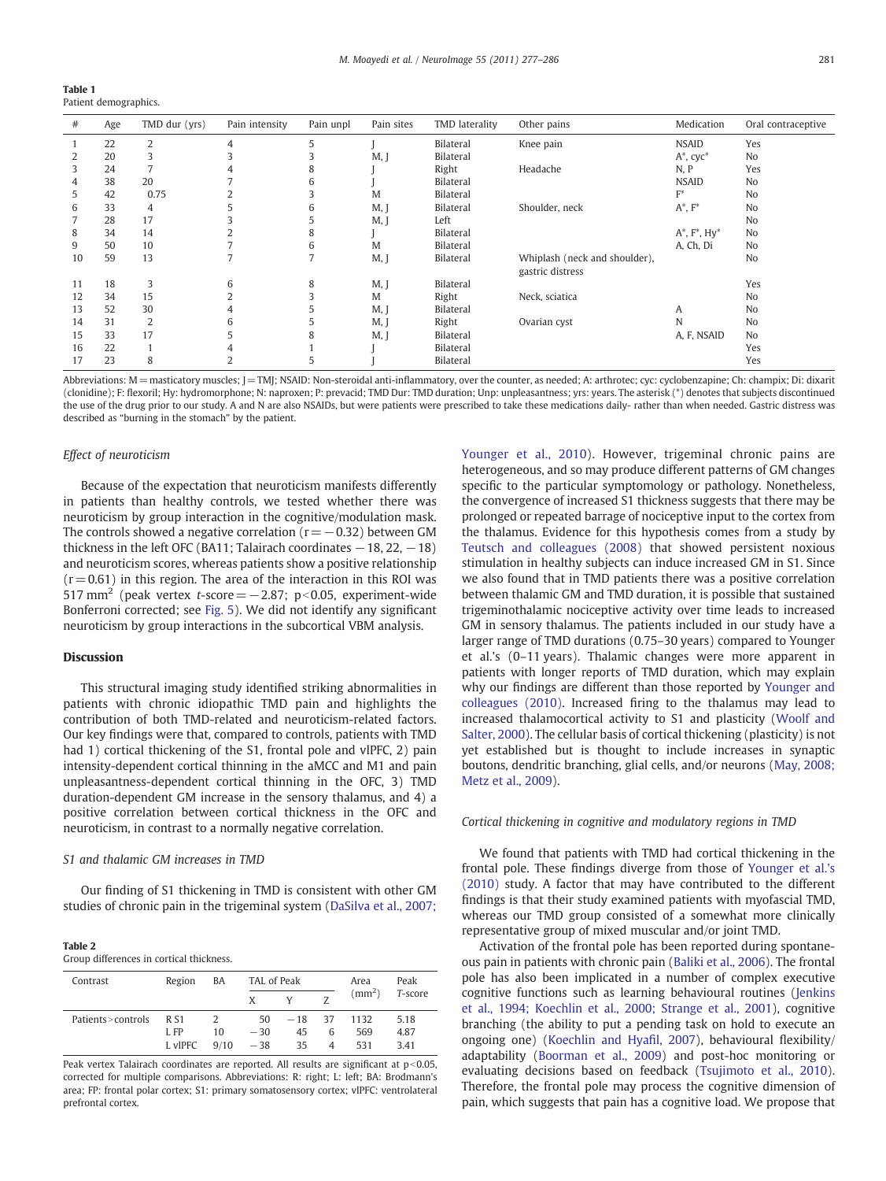**Table 1**
Patient demographics.

| # | Age | TMD dur (yrs) | Pain intensity | Pain unpl | Pain sites | TMD laterality | Other pains | Medication | Oral contraceptive |
|---|---|---|---|---|---|---|---|---|---|
| 1 | 22 | 2 | 4 | 5 | J | Bilateral | Knee pain | NSAID | Yes |
| 2 | 20 | 3 | 3 | 3 | M, J | Bilateral | | A*, cyc* | No |
| 3 | 24 | 7 | 4 | 8 | J | Right | Headache | N, P | Yes |
| 4 | 38 | 20 | 7 | 6 | J | Bilateral | | NSAID | No |
| 5 | 42 | 0.75 | 2 | 3 | M | Bilateral | | F* | No |
| 6 | 33 | 4 | 5 | 6 | M, J | Bilateral | Shoulder, neck | A*, F* | No |
| 7 | 28 | 17 | 3 | 5 | M, J | Left | | | No |
| 8 | 34 | 14 | 2 | 8 | J | Bilateral | | A*, F*, Hy* | No |
| 9 | 50 | 10 | 7 | 6 | M | Bilateral | | A, Ch, Di | No |
| 10 | 59 | 13 | 7 | 7 | M, J | Bilateral | Whiplash (neck and shoulder), gastric distress | | No |
| 11 | 18 | 3 | 6 | 8 | M, J | Bilateral | | | Yes |
| 12 | 34 | 15 | 2 | 3 | M | Right | Neck, sciatica | | No |
| 13 | 52 | 30 | 4 | 5 | M, J | Bilateral | | A | No |
| 14 | 31 | 2 | 6 | 5 | M, J | Right | Ovarian cyst | N | No |
| 15 | 33 | 17 | 5 | 8 | M, J | Bilateral | | A, F, NSAID | No |
| 16 | 22 | 1 | 4 | 1 | J | Bilateral | | | Yes |
| 17 | 23 | 8 | 2 | 5 | J | Bilateral | | | Yes |

Abbreviations: M = masticatory muscles; J = TMJ; NSAID: Non-steroidal anti-inflammatory, over the counter, as needed; A: arthrotec; cyc: cyclobenzapine; Ch: champix; Di: dixarit (clonidine); F: flexoril; Hy: hydromorphone; N: naproxen; P: prevacid; TMD Dur: TMD duration; Unp: unpleasantness; yrs: years. The asterisk (*) denotes that subjects discontinued the use of the drug prior to our study. A and N are also NSAIDs, but were patients were prescribed to take these medications daily- rather than when needed. Gastric distress was described as "burning in the stomach" by the patient.

### Effect of neuroticism

Because of the expectation that neuroticism manifests differently in patients than healthy controls, we tested whether there was neuroticism by group interaction in the cognitive/modulation mask. The controls showed a negative correlation ($r = -0.32$) between GM thickness in the left OFC (BA11; Talairach coordinates −18, 22, −18) and neuroticism scores, whereas patients show a positive relationship ($r = 0.61$) in this region. The area of the interaction in this ROI was 517 $mm^2$ (peak vertex $t$-score $= -2.87$; $p < 0.05$, experiment-wide Bonferroni corrected; see Fig. 5). We did not identify any significant neuroticism by group interactions in the subcortical VBM analysis.

## Discussion

This structural imaging study identified striking abnormalities in patients with chronic idiopathic TMD pain and highlights the contribution of both TMD-related and neuroticism-related factors. Our key findings were that, compared to controls, patients with TMD had 1) cortical thickening of the S1, frontal pole and vlPFC, 2) pain intensity-dependent cortical thinning in the aMCC and M1 and pain unpleasantness-dependent cortical thinning in the OFC, 3) TMD duration-dependent GM increase in the sensory thalamus, and 4) a positive correlation between cortical thickness in the OFC and neuroticism, in contrast to a normally negative correlation.

### S1 and thalamic GM increases in TMD

Our finding of S1 thickening in TMD is consistent with other GM studies of chronic pain in the trigeminal system (DaSilva et al., 2007; Younger et al., 2010). However, trigeminal chronic pains are heterogeneous, and so may produce different patterns of GM changes specific to the particular symptomology or pathology. Nonetheless, the convergence of increased S1 thickness suggests that there may be prolonged or repeated barrage of nociceptive input to the cortex from the thalamus. Evidence for this hypothesis comes from a study by Teutsch and colleagues (2008) that showed persistent noxious stimulation in healthy subjects can induce increased GM in S1. Since we also found that in TMD patients there was a positive correlation between thalamic GM and TMD duration, it is possible that sustained trigeminothalamic nociceptive activity over time leads to increased GM in sensory thalamus. The patients included in our study have a larger range of TMD durations (0.75–30 years) compared to Younger et al.'s (0–11 years). Thalamic changes were more apparent in patients with longer reports of TMD duration, which may explain why our findings are different than those reported by Younger and colleagues (2010). Increased firing to the thalamus may lead to increased thalamocortical activity to S1 and plasticity (Woolf and Salter, 2000). The cellular basis of cortical thickening (plasticity) is not yet established but is thought to include increases in synaptic boutons, dendritic branching, glial cells, and/or neurons (May, 2008; Metz et al., 2009).

**Table 2**
Group differences in cortical thickness.

| Contrast | Region | BA | TAL of Peak | | | Area ($mm^2$) | Peak *T*-score |
|---|---|---|---|---|---|---|---|
| | | | X | Y | Z | | |
| Patients > controls | R S1 | 2 | 50 | −18 | 37 | 1132 | 5.18 |
| | L FP | 10 | −30 | 45 | 6 | 569 | 4.87 |
| | L vlPFC | 9/10 | −38 | 35 | 4 | 531 | 3.41 |

Peak vertex Talairach coordinates are reported. All results are significant at $p < 0.05$, corrected for multiple comparisons. Abbreviations: R: right; L: left; BA: Brodmann's area; FP: frontal polar cortex; S1: primary somatosensory cortex; vlPFC: ventrolateral prefrontal cortex.

### Cortical thickening in cognitive and modulatory regions in TMD

We found that patients with TMD had cortical thickening in the frontal pole. These findings diverge from those of Younger et al.'s (2010) study. A factor that may have contributed to the different findings is that their study examined patients with myofascial TMD, whereas our TMD group consisted of a somewhat more clinically representative group of mixed muscular and/or joint TMD.

Activation of the frontal pole has been reported during spontaneous pain in patients with chronic pain (Baliki et al., 2006). The frontal pole has also been implicated in a number of complex executive cognitive functions such as learning behavioural routines (Jenkins et al., 1994; Koechlin et al., 2000; Strange et al., 2001), cognitive branching (the ability to put a pending task on hold to execute an ongoing one) (Koechlin and Hyafil, 2007), behavioural flexibility/adaptability (Boorman et al., 2009) and post-hoc monitoring or evaluating decisions based on feedback (Tsujimoto et al., 2010). Therefore, the frontal pole may process the cognitive dimension of pain, which suggests that pain has a cognitive load. We propose that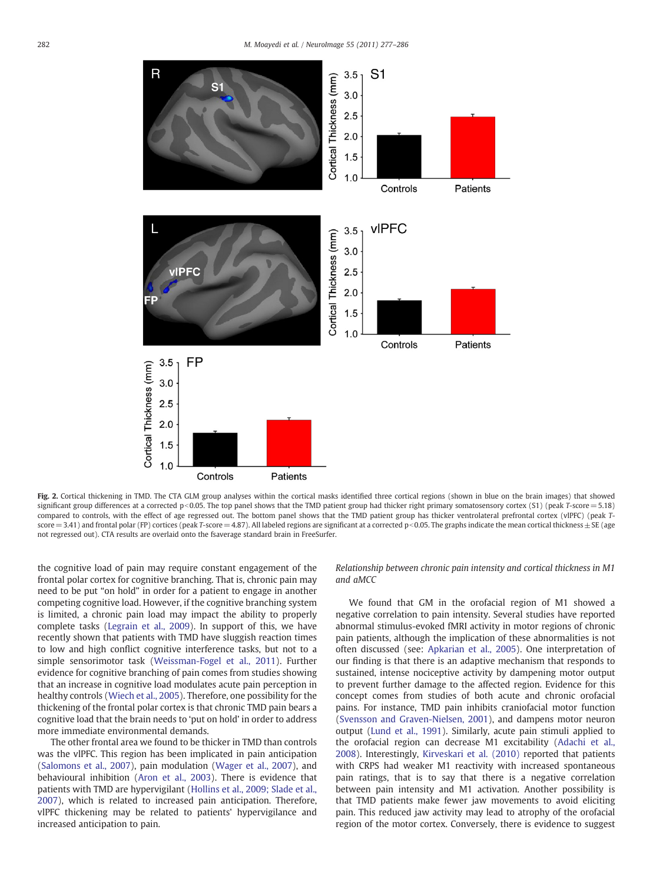**Fig. 2.** Cortical thickening in TMD. The CTA GLM group analyses within the cortical masks identified three cortical regions (shown in blue on the brain images) that showed significant group differences at a corrected $p<0.05$. The top panel shows that the TMD patient group had thicker right primary somatosensory cortex (S1) (peak *T*-score = 5.18) compared to controls, with the effect of age regressed out. The bottom panel shows that the TMD patient group has thicker ventrolateral prefrontal cortex (vlPFC) (peak *T*-score = 3.41) and frontal polar (FP) cortices (peak *T*-score = 4.87). All labeled regions are significant at a corrected $p<0.05$. The graphs indicate the mean cortical thickness ± SE (age not regressed out). CTA results are overlaid onto the fsaverage standard brain in FreeSurfer.

the cognitive load of pain may require constant engagement of the frontal polar cortex for cognitive branching. That is, chronic pain may need to be put "on hold" in order for a patient to engage in another competing cognitive load. However, if the cognitive branching system is limited, a chronic pain load may impact the ability to properly complete tasks (Legrain et al., 2009). In support of this, we have recently shown that patients with TMD have sluggish reaction times to low and high conflict cognitive interference tasks, but not to a simple sensorimotor task (Weissman-Fogel et al., 2011). Further evidence for cognitive branching of pain comes from studies showing that an increase in cognitive load modulates acute pain perception in healthy controls (Wiech et al., 2005). Therefore, one possibility for the thickening of the frontal polar cortex is that chronic TMD pain bears a cognitive load that the brain needs to 'put on hold' in order to address more immediate environmental demands.

The other frontal area we found to be thicker in TMD than controls was the vlPFC. This region has been implicated in pain anticipation (Salomons et al., 2007), pain modulation (Wager et al., 2007), and behavioural inhibition (Aron et al., 2003). There is evidence that patients with TMD are hypervigilant (Hollins et al., 2009; Slade et al., 2007), which is related to increased pain anticipation. Therefore, vlPFC thickening may be related to patients' hypervigilance and increased anticipation to pain.

### *Relationship between chronic pain intensity and cortical thickness in M1 and aMCC*

We found that GM in the orofacial region of M1 showed a negative correlation to pain intensity. Several studies have reported abnormal stimulus-evoked fMRI activity in motor regions of chronic pain patients, although the implication of these abnormalities is not often discussed (see: Apkarian et al., 2005). One interpretation of our finding is that there is an adaptive mechanism that responds to sustained, intense nociceptive activity by dampening motor output to prevent further damage to the affected region. Evidence for this concept comes from studies of both acute and chronic orofacial pains. For instance, TMD pain inhibits craniofacial motor function (Svensson and Graven-Nielsen, 2001), and dampens motor neuron output (Lund et al., 1991). Similarly, acute pain stimuli applied to the orofacial region can decrease M1 excitability (Adachi et al., 2008). Interestingly, Kirveskari et al. (2010) reported that patients with CRPS had weaker M1 reactivity with increased spontaneous pain ratings, that is to say that there is a negative correlation between pain intensity and M1 activation. Another possibility is that TMD patients make fewer jaw movements to avoid eliciting pain. This reduced jaw activity may lead to atrophy of the orofacial region of the motor cortex. Conversely, there is evidence to suggest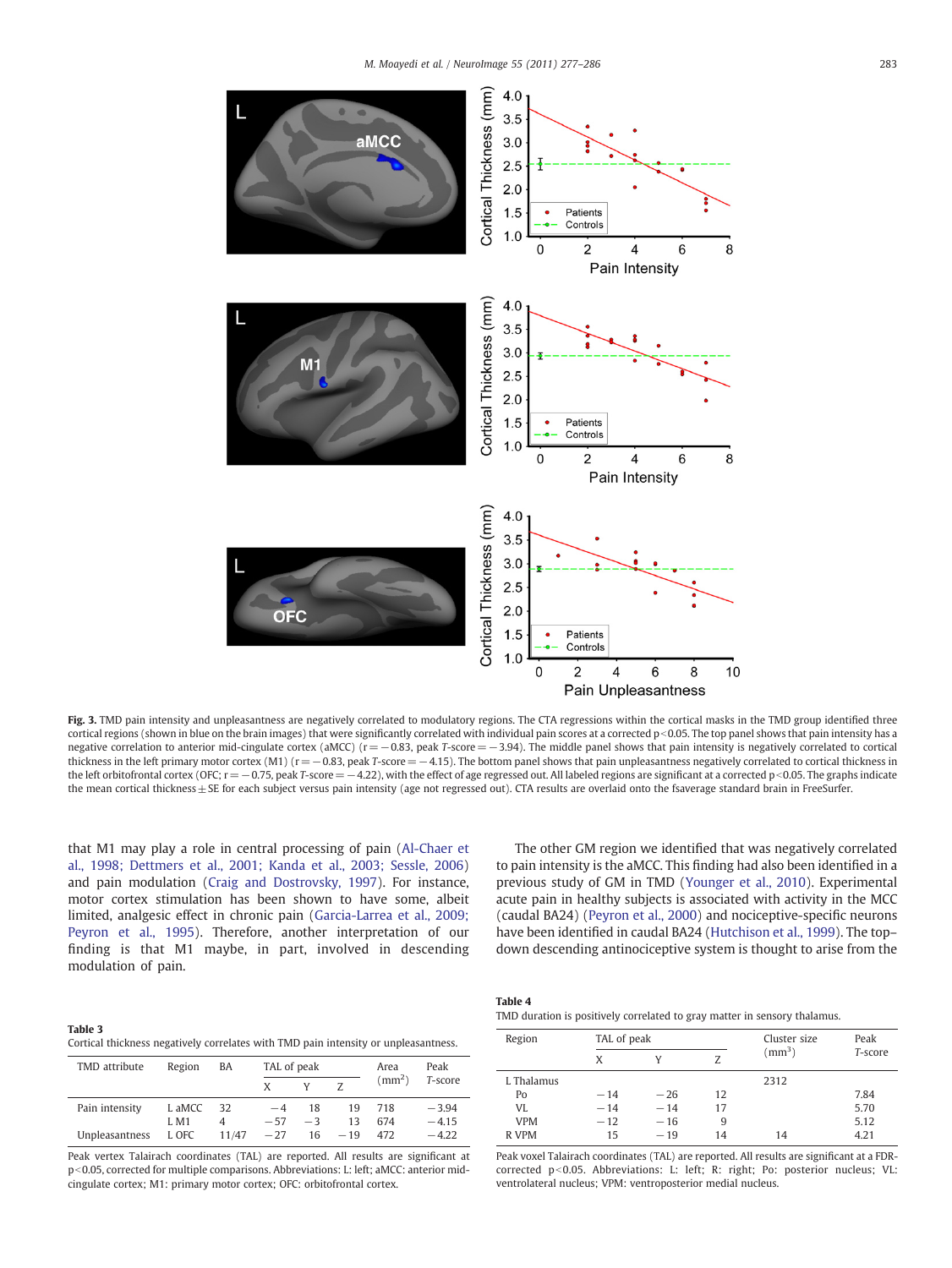**Fig. 3.** TMD pain intensity and unpleasantness are negatively correlated to modulatory regions. The CTA regressions within the cortical masks in the TMD group identified three cortical regions (shown in blue on the brain images) that were significantly correlated with individual pain scores at a corrected $p<0.05$. The top panel shows that pain intensity has a negative correlation to anterior mid-cingulate cortex (aMCC) ($r=-0.83$, peak T-score $=-3.94$). The middle panel shows that pain intensity is negatively correlated to cortical thickness in the left primary motor cortex (M1) ($r=-0.83$, peak T-score $=-4.15$). The bottom panel shows that pain unpleasantness negatively correlated to cortical thickness in the left orbitofrontal cortex (OFC; $r=-0.75$, peak T-score $=-4.22$), with the effect of age regressed out. All labeled regions are significant at a corrected $p<0.05$. The graphs indicate the mean cortical thickness ± SE for each subject versus pain intensity (age not regressed out). CTA results are overlaid onto the fsaverage standard brain in FreeSurfer.

that M1 may play a role in central processing of pain (Al-Chaer et al., 1998; Dettmers et al., 2001; Kanda et al., 2003; Sessle, 2006) and pain modulation (Craig and Dostrovsky, 1997). For instance, motor cortex stimulation has been shown to have some, albeit limited, analgesic effect in chronic pain (Garcia-Larrea et al., 2009; Peyron et al., 1995). Therefore, another interpretation of our finding is that M1 maybe, in part, involved in descending modulation of pain.

The other GM region we identified that was negatively correlated to pain intensity is the aMCC. This finding had also been identified in a previous study of GM in TMD (Younger et al., 2010). Experimental acute pain in healthy subjects is associated with activity in the MCC (caudal BA24) (Peyron et al., 2000) and nociceptive-specific neurons have been identified in caudal BA24 (Hutchison et al., 1999). The top–down descending antinociceptive system is thought to arise from the

**Table 3**
Cortical thickness negatively correlates with TMD pain intensity or unpleasantness.

| TMD attribute | Region | BA | TAL of peak | | | Area ($mm^2$) | Peak T-score |
|---|---|---|---|---|---|---|---|
| | | | X | Y | Z | | |
| Pain intensity | L aMCC | 32 | −4 | 18 | 19 | 718 | −3.94 |
| | L M1 | 4 | −57 | −3 | 13 | 674 | −4.15 |
| Unpleasantness | L OFC | 11/47 | −27 | 16 | −19 | 472 | −4.22 |

Peak vertex Talairach coordinates (TAL) are reported. All results are significant at $p<0.05$, corrected for multiple comparisons. Abbreviations: L: left; aMCC: anterior mid-cingulate cortex; M1: primary motor cortex; OFC: orbitofrontal cortex.

**Table 4**
TMD duration is positively correlated to gray matter in sensory thalamus.

| Region | TAL of peak | | | Cluster size ($mm^3$) | Peak T-score |
|---|---|---|---|---|---|
| | X | Y | Z | | |
| L Thalamus | | | | 2312 | |
| Po | −14 | −26 | 12 | | 7.84 |
| VL | −14 | −14 | 17 | | 5.70 |
| VPM | −12 | −16 | 9 | | 5.12 |
| R VPM | 15 | −19 | 14 | 14 | 4.21 |

Peak voxel Talairach coordinates (TAL) are reported. All results are significant at a FDR-corrected $p<0.05$. Abbreviations: L: left; R: right; Po: posterior nucleus; VL: ventrolateral nucleus; VPM: ventroposterior medial nucleus.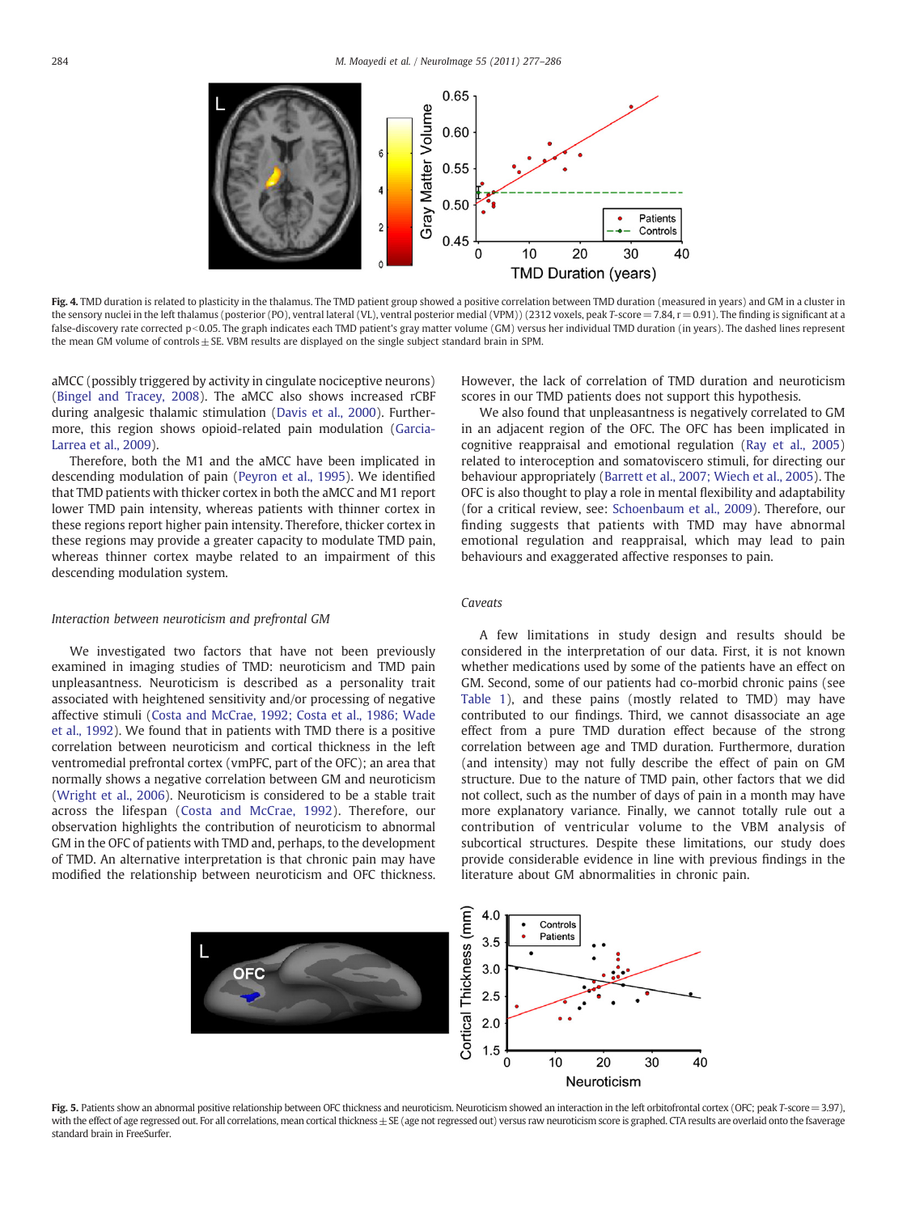**Fig. 4.** TMD duration is related to plasticity in the thalamus. The TMD patient group showed a positive correlation between TMD duration (measured in years) and GM in a cluster in the sensory nuclei in the left thalamus (posterior (PO), ventral lateral (VL), ventral posterior medial (VPM)) (2312 voxels, peak $T$-score = 7.84, $r$ = 0.91). The finding is significant at a false-discovery rate corrected $p < 0.05$. The graph indicates each TMD patient's gray matter volume (GM) versus her individual TMD duration (in years). The dashed lines represent the mean GM volume of controls ± SE. VBM results are displayed on the single subject standard brain in SPM.

aMCC (possibly triggered by activity in cingulate nociceptive neurons) (Bingel and Tracey, 2008). The aMCC also shows increased rCBF during analgesic thalamic stimulation (Davis et al., 2000). Furthermore, this region shows opioid-related pain modulation (Garcia-Larrea et al., 2009).

Therefore, both the M1 and the aMCC have been implicated in descending modulation of pain (Peyron et al., 1995). We identified that TMD patients with thicker cortex in both the aMCC and M1 report lower TMD pain intensity, whereas patients with thinner cortex in these regions report higher pain intensity. Therefore, thicker cortex in these regions may provide a greater capacity to modulate TMD pain, whereas thinner cortex maybe related to an impairment of this descending modulation system.

### *Interaction between neuroticism and prefrontal GM*

We investigated two factors that have not been previously examined in imaging studies of TMD: neuroticism and TMD pain unpleasantness. Neuroticism is described as a personality trait associated with heightened sensitivity and/or processing of negative affective stimuli (Costa and McCrae, 1992; Costa et al., 1986; Wade et al., 1992). We found that in patients with TMD there is a positive correlation between neuroticism and cortical thickness in the left ventromedial prefrontal cortex (vmPFC, part of the OFC); an area that normally shows a negative correlation between GM and neuroticism (Wright et al., 2006). Neuroticism is considered to be a stable trait across the lifespan (Costa and McCrae, 1992). Therefore, our observation highlights the contribution of neuroticism to abnormal GM in the OFC of patients with TMD and, perhaps, to the development of TMD. An alternative interpretation is that chronic pain may have modified the relationship between neuroticism and OFC thickness. However, the lack of correlation of TMD duration and neuroticism scores in our TMD patients does not support this hypothesis.

We also found that unpleasantness is negatively correlated to GM in an adjacent region of the OFC. The OFC has been implicated in cognitive reappraisal and emotional regulation (Ray et al., 2005) related to interoception and somatoviscero stimuli, for directing our behaviour appropriately (Barrett et al., 2007; Wiech et al., 2005). The OFC is also thought to play a role in mental flexibility and adaptability (for a critical review, see: Schoenbaum et al., 2009). Therefore, our finding suggests that patients with TMD may have abnormal emotional regulation and reappraisal, which may lead to pain behaviours and exaggerated affective responses to pain.

### *Caveats*

A few limitations in study design and results should be considered in the interpretation of our data. First, it is not known whether medications used by some of the patients have an effect on GM. Second, some of our patients had co-morbid chronic pains (see Table 1), and these pains (mostly related to TMD) may have contributed to our findings. Third, we cannot disassociate an age effect from a pure TMD duration effect because of the strong correlation between age and TMD duration. Furthermore, duration (and intensity) may not fully describe the effect of pain on GM structure. Due to the nature of TMD pain, other factors that we did not collect, such as the number of days of pain in a month may have more explanatory variance. Finally, we cannot totally rule out a contribution of ventricular volume to the VBM analysis of subcortical structures. Despite these limitations, our study does provide considerable evidence in line with previous findings in the literature about GM abnormalities in chronic pain.

**Fig. 5.** Patients show an abnormal positive relationship between OFC thickness and neuroticism. Neuroticism showed an interaction in the left orbitofrontal cortex (OFC; peak $T$-score = 3.97), with the effect of age regressed out. For all correlations, mean cortical thickness ± SE (age not regressed out) versus raw neuroticism score is graphed. CTA results are overlaid onto the fsaverage standard brain in FreeSurfer.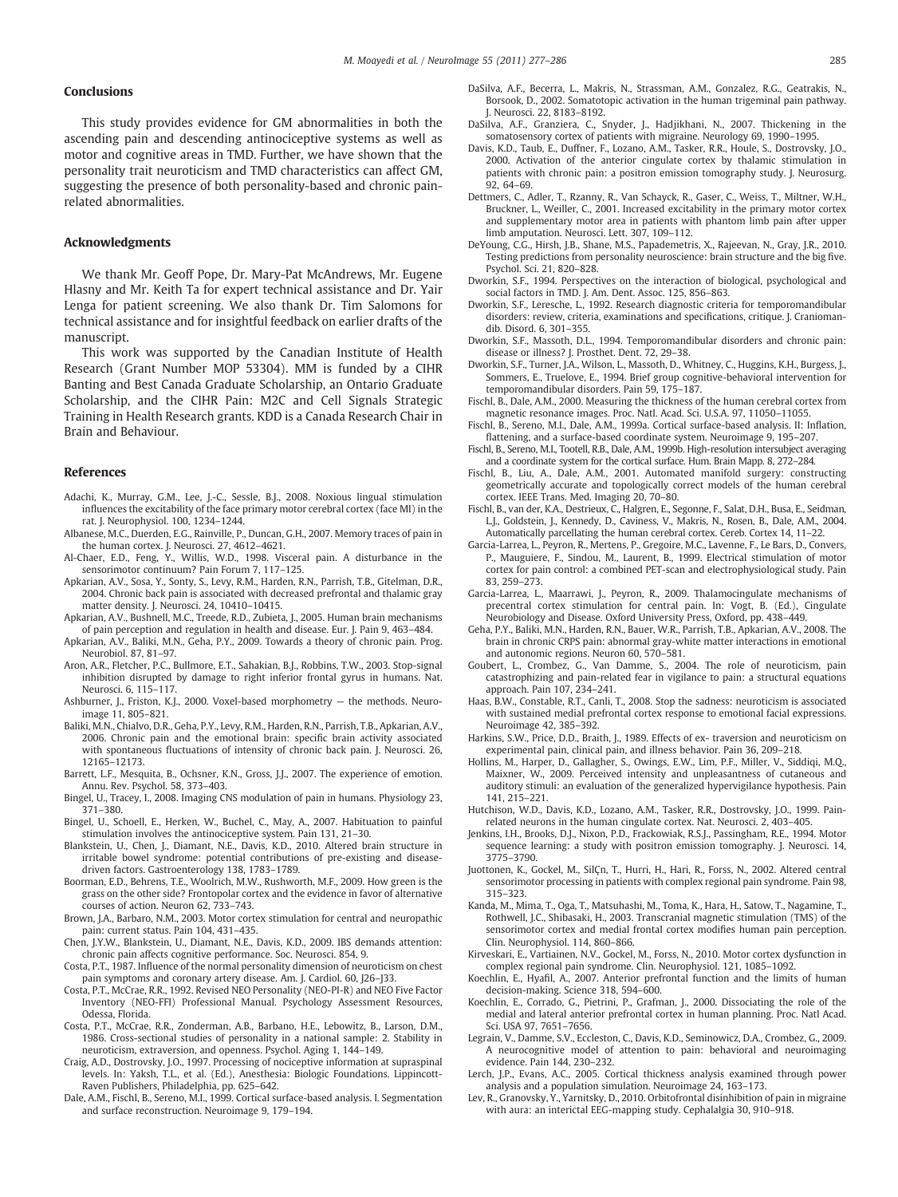## Conclusions

This study provides evidence for GM abnormalities in both the ascending pain and descending antinociceptive systems as well as motor and cognitive areas in TMD. Further, we have shown that the personality trait neuroticism and TMD characteristics can affect GM, suggesting the presence of both personality-based and chronic pain-related abnormalities.

## Acknowledgments

We thank Mr. Geoff Pope, Dr. Mary-Pat McAndrews, Mr. Eugene Hlasny and Mr. Keith Ta for expert technical assistance and Dr. Yair Lenga for patient screening. We also thank Dr. Tim Salomons for technical assistance and for insightful feedback on earlier drafts of the manuscript.

This work was supported by the Canadian Institute of Health Research (Grant Number MOP 53304). MM is funded by a CIHR Banting and Best Canada Graduate Scholarship, an Ontario Graduate Scholarship, and the CIHR Pain: M2C and Cell Signals Strategic Training in Health Research grants. KDD is a Canada Research Chair in Brain and Behaviour.

## References

Adachi, K., Murray, G.M., Lee, J.-C., Sessle, B.J., 2008. Noxious lingual stimulation influences the excitability of the face primary motor cerebral cortex (face MI) in the rat. J. Neurophysiol. 100, 1234–1244.

Albanese, M.C., Duerden, E.G., Rainville, P., Duncan, G.H., 2007. Memory traces of pain in the human cortex. J. Neurosci. 27, 4612–4621.

Al-Chaer, E.D., Feng, Y., Willis, W.D., 1998. Visceral pain. A disturbance in the sensorimotor continuum? Pain Forum 7, 117–125.

Apkarian, A.V., Sosa, Y., Sonty, S., Levy, R.M., Harden, R.N., Parrish, T.B., Gitelman, D.R., 2004. Chronic back pain is associated with decreased prefrontal and thalamic gray matter density. J. Neurosci. 24, 10410–10415.

Apkarian, A.V., Bushnell, M.C., Treede, R.D., Zubieta, J., 2005. Human brain mechanisms of pain perception and regulation in health and disease. Eur. J. Pain 9, 463–484.

Apkarian, A.V., Baliki, M.N., Geha, P.Y., 2009. Towards a theory of chronic pain. Prog. Neurobiol. 87, 81–97.

Aron, A.R., Fletcher, P.C., Bullmore, E.T., Sahakian, B.J., Robbins, T.W., 2003. Stop-signal inhibition disrupted by damage to right inferior frontal gyrus in humans. Nat. Neurosci. 6, 115–117.

Ashburner, J., Friston, K.J., 2000. Voxel-based morphometry — the methods. Neuroimage 11, 805–821.

Baliki, M.N., Chialvo, D.R., Geha, P.Y., Levy, R.M., Harden, R.N., Parrish, T.B., Apkarian, A.V., 2006. Chronic pain and the emotional brain: specific brain activity associated with spontaneous fluctuations of intensity of chronic back pain. J. Neurosci. 26, 12165–12173.

Barrett, L.F., Mesquita, B., Ochsner, K.N., Gross, J.J., 2007. The experience of emotion. Annu. Rev. Psychol. 58, 373–403.

Bingel, U., Tracey, I., 2008. Imaging CNS modulation of pain in humans. Physiology 23, 371–380.

Bingel, U., Schoell, E., Herken, W., Buchel, C., May, A., 2007. Habituation to painful stimulation involves the antinociceptive system. Pain 131, 21–30.

Blankstein, U., Chen, J., Diamant, N.E., Davis, K.D., 2010. Altered brain structure in irritable bowel syndrome: potential contributions of pre-existing and disease-driven factors. Gastroenterology 138, 1783–1789.

Boorman, E.D., Behrens, T.E., Woolrich, M.W., Rushworth, M.F., 2009. How green is the grass on the other side? Frontopolar cortex and the evidence in favor of alternative courses of action. Neuron 62, 733–743.

Brown, J.A., Barbaro, N.M., 2003. Motor cortex stimulation for central and neuropathic pain: current status. Pain 104, 431–435.

Chen, J.Y.W., Blankstein, U., Diamant, N.E., Davis, K.D., 2009. IBS demands attention: chronic pain affects cognitive performance. Soc. Neurosci. 854, 9.

Costa, P.T., 1987. Influence of the normal personality dimension of neuroticism on chest pain symptoms and coronary artery disease. Am. J. Cardiol. 60, J26–J33.

Costa, P.T., McCrae, R.R., 1992. Revised NEO Personality (NEO-PI-R) and NEO Five Factor Inventory (NEO-FFI) Professional Manual. Psychology Assessment Resources, Odessa, Florida.

Costa, P.T., McCrae, R.R., Zonderman, A.B., Barbano, H.E., Lebowitz, B., Larson, D.M., 1986. Cross-sectional studies of personality in a national sample: 2. Stability in neuroticism, extraversion, and openness. Psychol. Aging 1, 144–149.

Craig, A.D., Dostrovsky, J.O., 1997. Processing of nociceptive information at supraspinal levels. In: Yaksh, T.L., et al. (Ed.), Anesthesia: Biologic Foundations. Lippincott-Raven Publishers, Philadelphia, pp. 625–642.

Dale, A.M., Fischl, B., Sereno, M.I., 1999. Cortical surface-based analysis. I. Segmentation and surface reconstruction. Neuroimage 9, 179–194.

DaSilva, A.F., Becerra, L., Makris, N., Strassman, A.M., Gonzalez, R.G., Geatrakis, N., Borsook, D., 2002. Somatotopic activation in the human trigeminal pain pathway. J. Neurosci. 22, 8183–8192.

DaSilva, A.F., Granziera, C., Snyder, J., Hadjikhani, N., 2007. Thickening in the somatosensory cortex of patients with migraine. Neurology 69, 1990–1995.

Davis, K.D., Taub, E., Duffner, F., Lozano, A.M., Tasker, R.R., Houle, S., Dostrovsky, J.O., 2000. Activation of the anterior cingulate cortex by thalamic stimulation in patients with chronic pain: a positron emission tomography study. J. Neurosurg. 92, 64–69.

Dettmers, C., Adler, T., Rzanny, R., Van Schayck, R., Gaser, C., Weiss, T., Miltner, W.H., Bruckner, L., Weiller, C., 2001. Increased excitability in the primary motor cortex and supplementary motor area in patients with phantom limb pain after upper limb amputation. Neurosci. Lett. 307, 109–112.

DeYoung, C.G., Hirsh, J.B., Shane, M.S., Papademetris, X., Rajeevan, N., Gray, J.R., 2010. Testing predictions from personality neuroscience: brain structure and the big five. Psychol. Sci. 21, 820–828.

Dworkin, S.F., 1994. Perspectives on the interaction of biological, psychological and social factors in TMD. J. Am. Dent. Assoc. 125, 856–863.

Dworkin, S.F., Leresche, L., 1992. Research diagnostic criteria for temporomandibular disorders: review, criteria, examinations and specifications, critique. J. Craniomandib. Disord. 6, 301–355.

Dworkin, S.F., Massoth, D.L., 1994. Temporomandibular disorders and chronic pain: disease or illness? J. Prosthet. Dent. 72, 29–38.

Dworkin, S.F., Turner, J.A., Wilson, L., Massoth, D., Whitney, C., Huggins, K.H., Burgess, J., Sommers, E., Truelove, E., 1994. Brief group cognitive-behavioral intervention for temporomandibular disorders. Pain 59, 175–187.

Fischl, B., Dale, A.M., 2000. Measuring the thickness of the human cerebral cortex from magnetic resonance images. Proc. Natl. Acad. Sci. U.S.A. 97, 11050–11055.

Fischl, B., Sereno, M.I., Dale, A.M., 1999a. Cortical surface-based analysis. II: Inflation, flattening, and a surface-based coordinate system. Neuroimage 9, 195–207.

Fischl, B., Sereno, M.I., Tootell, R.B., Dale, A.M., 1999b. High-resolution intersubject averaging and a coordinate system for the cortical surface. Hum. Brain Mapp. 8, 272–284.

Fischl, B., Liu, A., Dale, A.M., 2001. Automated manifold surgery: constructing geometrically accurate and topologically correct models of the human cerebral cortex. IEEE Trans. Med. Imaging 20, 70–80.

Fischl, B., van der, K.A., Destrieux, C., Halgren, E., Segonne, F., Salat, D.H., Busa, E., Seidman, L.J., Goldstein, J., Kennedy, D., Caviness, V., Makris, N., Rosen, B., Dale, A.M., 2004. Automatically parcellating the human cerebral cortex. Cereb. Cortex 14, 11–22.

Garcia-Larrea, L., Peyron, R., Mertens, P., Gregoire, M.C., Lavenne, F., Le Bars, D., Convers, P., Mauguiere, F., Sindou, M., Laurent, B., 1999. Electrical stimulation of motor cortex for pain control: a combined PET-scan and electrophysiological study. Pain 83, 259–273.

Garcia-Larrea, L., Maarrawi, J., Peyron, R., 2009. Thalamocingulate mechanisms of precentral cortex stimulation for central pain. In: Vogt, B. (Ed.), Cingulate Neurobiology and Disease. Oxford University Press, Oxford, pp. 438–449.

Geha, P.Y., Baliki, M.N., Harden, R.N., Bauer, W.R., Parrish, T.B., Apkarian, A.V., 2008. The brain in chronic CRPS pain: abnormal gray-white matter interactions in emotional and autonomic regions. Neuron 60, 570–581.

Goubert, L., Crombez, G., Van Damme, S., 2004. The role of neuroticism, pain catastrophizing and pain-related fear in vigilance to pain: a structural equations approach. Pain 107, 234–241.

Haas, B.W., Constable, R.T., Canli, T., 2008. Stop the sadness: neuroticism is associated with sustained medial prefrontal cortex response to emotional facial expressions. Neuroimage 42, 385–392.

Harkins, S.W., Price, D.D., Braith, J., 1989. Effects of ex- traversion and neuroticism on experimental pain, clinical pain, and illness behavior. Pain 36, 209–218.

Hollins, M., Harper, D., Gallagher, S., Owings, E.W., Lim, P.F., Miller, V., Siddiqi, M.Q., Maixner, W., 2009. Perceived intensity and unpleasantness of cutaneous and auditory stimuli: an evaluation of the generalized hypervigilance hypothesis. Pain 141, 215–221.

Hutchison, W.D., Davis, K.D., Lozano, A.M., Tasker, R.R., Dostrovsky, J.O., 1999. Pain-related neurons in the human cingulate cortex. Nat. Neurosci. 2, 403–405.

Jenkins, I.H., Brooks, D.J., Nixon, P.D., Frackowiak, R.S.J., Passingham, R.E., 1994. Motor sequence learning: a study with positron emission tomography. J. Neurosci. 14, 3775–3790.

Juottonen, K., Gockel, M., SilÇn, T., Hurri, H., Hari, R., Forss, N., 2002. Altered central sensorimotor processing in patients with complex regional pain syndrome. Pain 98, 315–323.

Kanda, M., Mima, T., Oga, T., Matsuhashi, M., Toma, K., Hara, H., Satow, T., Nagamine, T., Rothwell, J.C., Shibasaki, H., 2003. Transcranial magnetic stimulation (TMS) of the sensorimotor cortex and medial frontal cortex modifies human pain perception. Clin. Neurophysiol. 114, 860–866.

Kirveskari, E., Vartiainen, N.V., Gockel, M., Forss, N., 2010. Motor cortex dysfunction in complex regional pain syndrome. Clin. Neurophysiol. 121, 1085–1092.

Koechlin, E., Hyafil, A., 2007. Anterior prefrontal function and the limits of human decision-making. Science 318, 594–600.

Koechlin, E., Corrado, G., Pietrini, P., Grafman, J., 2000. Dissociating the role of the medial and lateral anterior prefrontal cortex in human planning. Proc. Natl Acad. Sci. USA 97, 7651–7656.

Legrain, V., Damme, S.V., Eccleston, C., Davis, K.D., Seminowicz, D.A., Crombez, G., 2009. A neurocognitive model of attention to pain: behavioral and neuroimaging evidence. Pain 144, 230–232.

Lerch, J.P., Evans, A.C., 2005. Cortical thickness analysis examined through power analysis and a population simulation. Neuroimage 24, 163–173.

Lev, R., Granovsky, Y., Yarnitsky, D., 2010. Orbitofrontal disinhibition of pain in migraine with aura: an interictal EEG-mapping study. Cephalalgia 30, 910–918.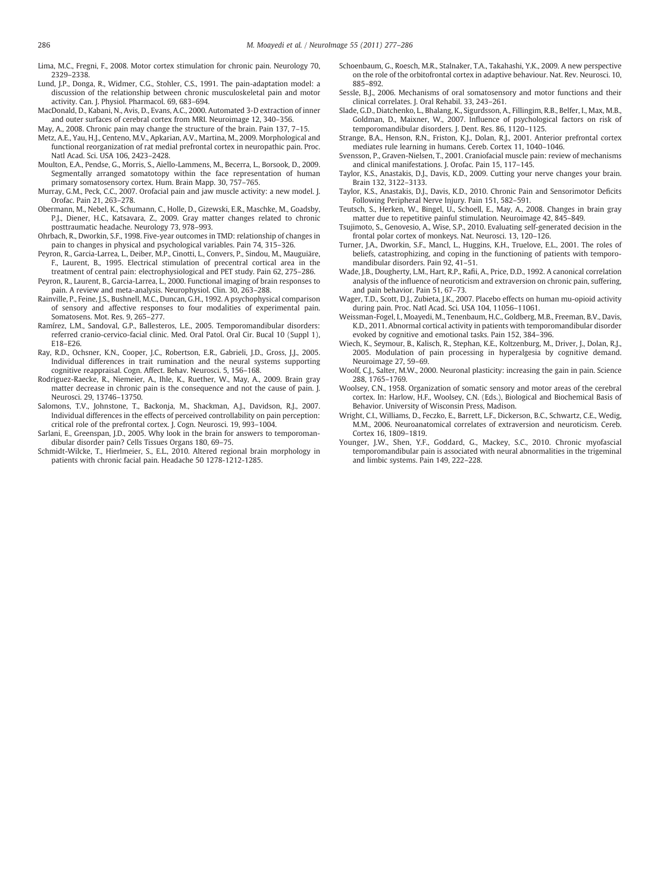Lima, M.C., Fregni, F., 2008. Motor cortex stimulation for chronic pain. Neurology 70, 2329–2338.

Lund, J.P., Donga, R., Widmer, C.G., Stohler, C.S., 1991. The pain-adaptation model: a discussion of the relationship between chronic musculoskeletal pain and motor activity. Can. J. Physiol. Pharmacol. 69, 683–694.

MacDonald, D., Kabani, N., Avis, D., Evans, A.C., 2000. Automated 3-D extraction of inner and outer surfaces of cerebral cortex from MRI. Neuroimage 12, 340–356.

May, A., 2008. Chronic pain may change the structure of the brain. Pain 137, 7–15.

Metz, A.E., Yau, H.J., Centeno, M.V., Apkarian, A.V., Martina, M., 2009. Morphological and functional reorganization of rat medial prefrontal cortex in neuropathic pain. Proc. Natl Acad. Sci. USA 106, 2423–2428.

Moulton, E.A., Pendse, G., Morris, S., Aiello-Lammens, M., Becerra, L., Borsook, D., 2009. Segmentally arranged somatotopy within the face representation of human primary somatosensory cortex. Hum. Brain Mapp. 30, 757–765.

Murray, G.M., Peck, C.C., 2007. Orofacial pain and jaw muscle activity: a new model. J. Orofac. Pain 21, 263–278.

Obermann, M., Nebel, K., Schumann, C., Holle, D., Gizewski, E.R., Maschke, M., Goadsby, P.J., Diener, H.C., Katsavara, Z., 2009. Gray matter changes related to chronic posttraumatic headache. Neurology 73, 978–993.

Ohrbach, R., Dworkin, S.F., 1998. Five-year outcomes in TMD: relationship of changes in pain to changes in physical and psychological variables. Pain 74, 315–326.

Peyron, R., Garcia-Larrea, L., Deiber, M.P., Cinotti, L., Convers, P., Sindou, M., Mauguiâre, F., Laurent, B., 1995. Electrical stimulation of precentral cortical area in the treatment of central pain: electrophysiological and PET study. Pain 62, 275–286.

Peyron, R., Laurent, B., Garcia-Larrea, L., 2000. Functional imaging of brain responses to pain. A review and meta-analysis. Neurophysiol. Clin. 30, 263–288.

Rainville, P., Feine, J.S., Bushnell, M.C., Duncan, G.H., 1992. A psychophysical comparison of sensory and affective responses to four modalities of experimental pain. Somatosens. Mot. Res. 9, 265–277.

Ramírez, L.M., Sandoval, G.P., Ballesteros, L.E., 2005. Temporomandibular disorders: referred cranio-cervico-facial clinic. Med. Oral Patol. Oral Cir. Bucal 10 (Suppl 1), E18–E26.

Ray, R.D., Ochsner, K.N., Cooper, J.C., Robertson, E.R., Gabrieli, J.D., Gross, J.J., 2005. Individual differences in trait rumination and the neural systems supporting cognitive reappraisal. Cogn. Affect. Behav. Neurosci. 5, 156–168.

Rodriguez-Raecke, R., Niemeier, A., Ihle, K., Ruether, W., May, A., 2009. Brain gray matter decrease in chronic pain is the consequence and not the cause of pain. J. Neurosci. 29, 13746–13750.

Salomons, T.V., Johnstone, T., Backonja, M., Shackman, A.J., Davidson, R.J., 2007. Individual differences in the effects of perceived controllability on pain perception: critical role of the prefrontal cortex. J. Cogn. Neurosci. 19, 993–1004.

Sarlani, E., Greenspan, J.D., 2005. Why look in the brain for answers to temporomandibular disorder pain? Cells Tissues Organs 180, 69–75.

Schmidt-Wilcke, T., Hierlmeier, S., E.L., 2010. Altered regional brain morphology in patients with chronic facial pain. Headache 50 1278-1212-1285.

Schoenbaum, G., Roesch, M.R., Stalnaker, T.A., Takahashi, Y.K., 2009. A new perspective on the role of the orbitofrontal cortex in adaptive behaviour. Nat. Rev. Neurosci. 10, 885–892.

Sessle, B.J., 2006. Mechanisms of oral somatosensory and motor functions and their clinical correlates. J. Oral Rehabil. 33, 243–261.

Slade, G.D., Diatchenko, L., Bhalang, K., Sigurdsson, A., Fillingim, R.B., Belfer, I., Max, M.B., Goldman, D., Maixner, W., 2007. Influence of psychological factors on risk of temporomandibular disorders. J. Dent. Res. 86, 1120–1125.

Strange, B.A., Henson, R.N., Friston, K.J., Dolan, R.J., 2001. Anterior prefrontal cortex mediates rule learning in humans. Cereb. Cortex 11, 1040–1046.

Svensson, P., Graven-Nielsen, T., 2001. Craniofacial muscle pain: review of mechanisms and clinical manifestations. J. Orofac. Pain 15, 117–145.

Taylor, K.S., Anastakis, D.J., Davis, K.D., 2009. Cutting your nerve changes your brain. Brain 132, 3122–3133.

Taylor, K.S., Anastakis, D.J., Davis, K.D., 2010. Chronic Pain and Sensorimotor Deficits Following Peripheral Nerve Injury. Pain 151, 582–591.

Teutsch, S., Herken, W., Bingel, U., Schoell, E., May, A., 2008. Changes in brain gray matter due to repetitive painful stimulation. Neuroimage 42, 845–849.

Tsujimoto, S., Genovesio, A., Wise, S.P., 2010. Evaluating self-generated decision in the frontal polar cortex of monkeys. Nat. Neurosci. 13, 120–126.

Turner, J.A., Dworkin, S.F., Mancl, L., Huggins, K.H., Truelove, E.L., 2001. The roles of beliefs, catastrophizing, and coping in the functioning of patients with temporomandibular disorders. Pain 92, 41–51.

Wade, J.B., Dougherty, L.M., Hart, R.P., Rafii, A., Price, D.D., 1992. A canonical correlation analysis of the influence of neuroticism and extraversion on chronic pain, suffering, and pain behavior. Pain 51, 67–73.

Wager, T.D., Scott, D.J., Zubieta, J.K., 2007. Placebo effects on human mu-opioid activity during pain. Proc. Natl Acad. Sci. USA 104, 11056–11061.

Weissman-Fogel, I., Moayedi, M., Tenenbaum, H.C., Goldberg, M.B., Freeman, B.V., Davis, K.D., 2011. Abnormal cortical activity in patients with temporomandibular disorder evoked by cognitive and emotional tasks. Pain 152, 384–396.

Wiech, K., Seymour, B., Kalisch, R., Stephan, K.E., Koltzenburg, M., Driver, J., Dolan, R.J., 2005. Modulation of pain processing in hyperalgesia by cognitive demand. Neuroimage 27, 59–69.

Woolf, C.J., Salter, M.W., 2000. Neuronal plasticity: increasing the gain in pain. Science 288, 1765–1769.

Woolsey, C.N., 1958. Organization of somatic sensory and motor areas of the cerebral cortex. In: Harlow, H.F., Woolsey, C.N. (Eds.), Biological and Biochemical Basis of Behavior. University of Wisconsin Press, Madison.

Wright, C.I., Williams, D., Feczko, E., Barrett, L.F., Dickerson, B.C., Schwartz, C.E., Wedig, M.M., 2006. Neuroanatomical correlates of extraversion and neuroticism. Cereb. Cortex 16, 1809–1819.

Younger, J.W., Shen, Y.F., Goddard, G., Mackey, S.C., 2010. Chronic myofascial temporomandibular pain is associated with neural abnormalities in the trigeminal and limbic systems. Pain 149, 222–228.